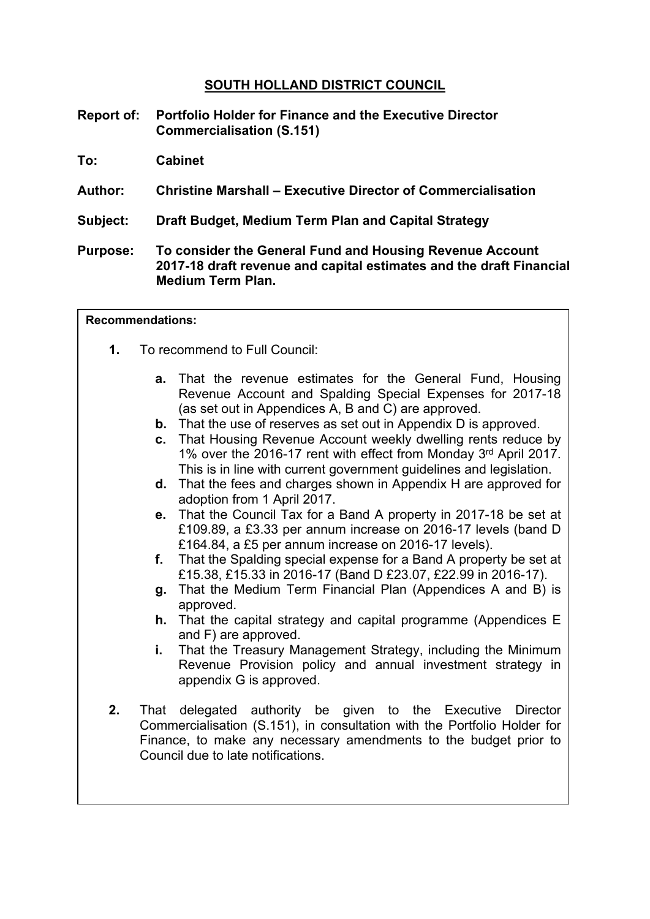# SOUTH HOLLAND DISTRICT COUNCIL

**Report of:** **Portfolio Holder for Finance and the Executive Director Commercialisation (S.151)**

**To:** **Cabinet**

**Author:** **Christine Marshall – Executive Director of Commercialisation**

**Subject:** **Draft Budget, Medium Term Plan and Capital Strategy**

**Purpose:** **To consider the General Fund and Housing Revenue Account 2017-18 draft revenue and capital estimates and the draft Financial Medium Term Plan.**

**Recommendations:**

1. To recommend to Full Council:

   a. That the revenue estimates for the General Fund, Housing Revenue Account and Spalding Special Expenses for 2017-18 (as set out in Appendices A, B and C) are approved.
   b. That the use of reserves as set out in Appendix D is approved.
   c. That Housing Revenue Account weekly dwelling rents reduce by 1% over the 2016-17 rent with effect from Monday 3rd April 2017. This is in line with current government guidelines and legislation.
   d. That the fees and charges shown in Appendix H are approved for adoption from 1 April 2017.
   e. That the Council Tax for a Band A property in 2017-18 be set at £109.89, a £3.33 per annum increase on 2016-17 levels (band D £164.84, a £5 per annum increase on 2016-17 levels).
   f. That the Spalding special expense for a Band A property be set at £15.38, £15.33 in 2016-17 (Band D £23.07, £22.99 in 2016-17).
   g. That the Medium Term Financial Plan (Appendices A and B) is approved.
   h. That the capital strategy and capital programme (Appendices E and F) are approved.
   i. That the Treasury Management Strategy, including the Minimum Revenue Provision policy and annual investment strategy in appendix G is approved.

2. That delegated authority be given to the Executive Director Commercialisation (S.151), in consultation with the Portfolio Holder for Finance, to make any necessary amendments to the budget prior to Council due to late notifications.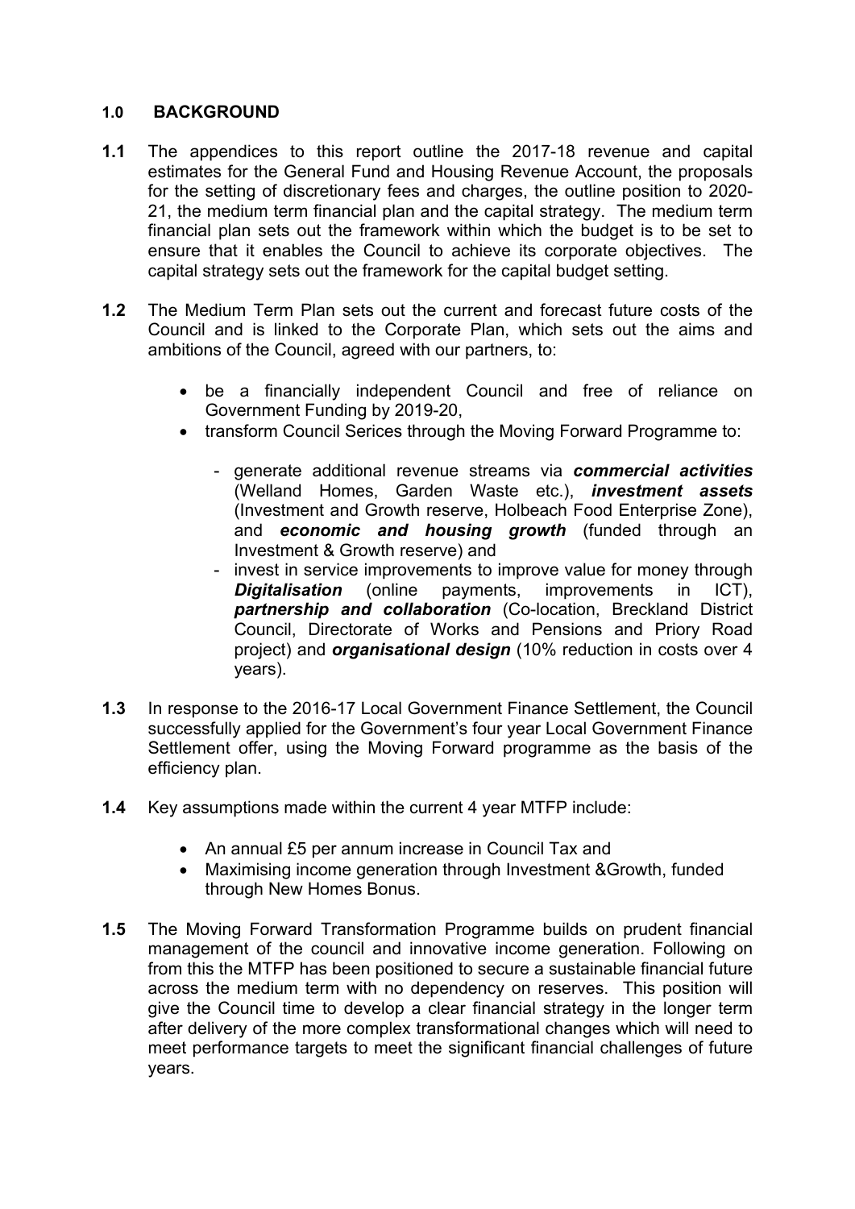## 1.0 BACKGROUND

**1.1** The appendices to this report outline the 2017-18 revenue and capital estimates for the General Fund and Housing Revenue Account, the proposals for the setting of discretionary fees and charges, the outline position to 2020-21, the medium term financial plan and the capital strategy. The medium term financial plan sets out the framework within which the budget is to be set to ensure that it enables the Council to achieve its corporate objectives. The capital strategy sets out the framework for the capital budget setting.

**1.2** The Medium Term Plan sets out the current and forecast future costs of the Council and is linked to the Corporate Plan, which sets out the aims and ambitions of the Council, agreed with our partners, to:

- be a financially independent Council and free of reliance on Government Funding by 2019-20,
- transform Council Serices through the Moving Forward Programme to:
  - generate additional revenue streams via ***commercial activities*** (Welland Homes, Garden Waste etc.), ***investment assets*** (Investment and Growth reserve, Holbeach Food Enterprise Zone), and ***economic and housing growth*** (funded through an Investment & Growth reserve) and
  - invest in service improvements to improve value for money through ***Digitalisation*** (online payments, improvements in ICT), ***partnership and collaboration*** (Co-location, Breckland District Council, Directorate of Works and Pensions and Priory Road project) and ***organisational design*** (10% reduction in costs over 4 years).

**1.3** In response to the 2016-17 Local Government Finance Settlement, the Council successfully applied for the Government's four year Local Government Finance Settlement offer, using the Moving Forward programme as the basis of the efficiency plan.

**1.4** Key assumptions made within the current 4 year MTFP include:

- An annual £5 per annum increase in Council Tax and
- Maximising income generation through Investment &Growth, funded through New Homes Bonus.

**1.5** The Moving Forward Transformation Programme builds on prudent financial management of the council and innovative income generation. Following on from this the MTFP has been positioned to secure a sustainable financial future across the medium term with no dependency on reserves. This position will give the Council time to develop a clear financial strategy in the longer term after delivery of the more complex transformational changes which will need to meet performance targets to meet the significant financial challenges of future years.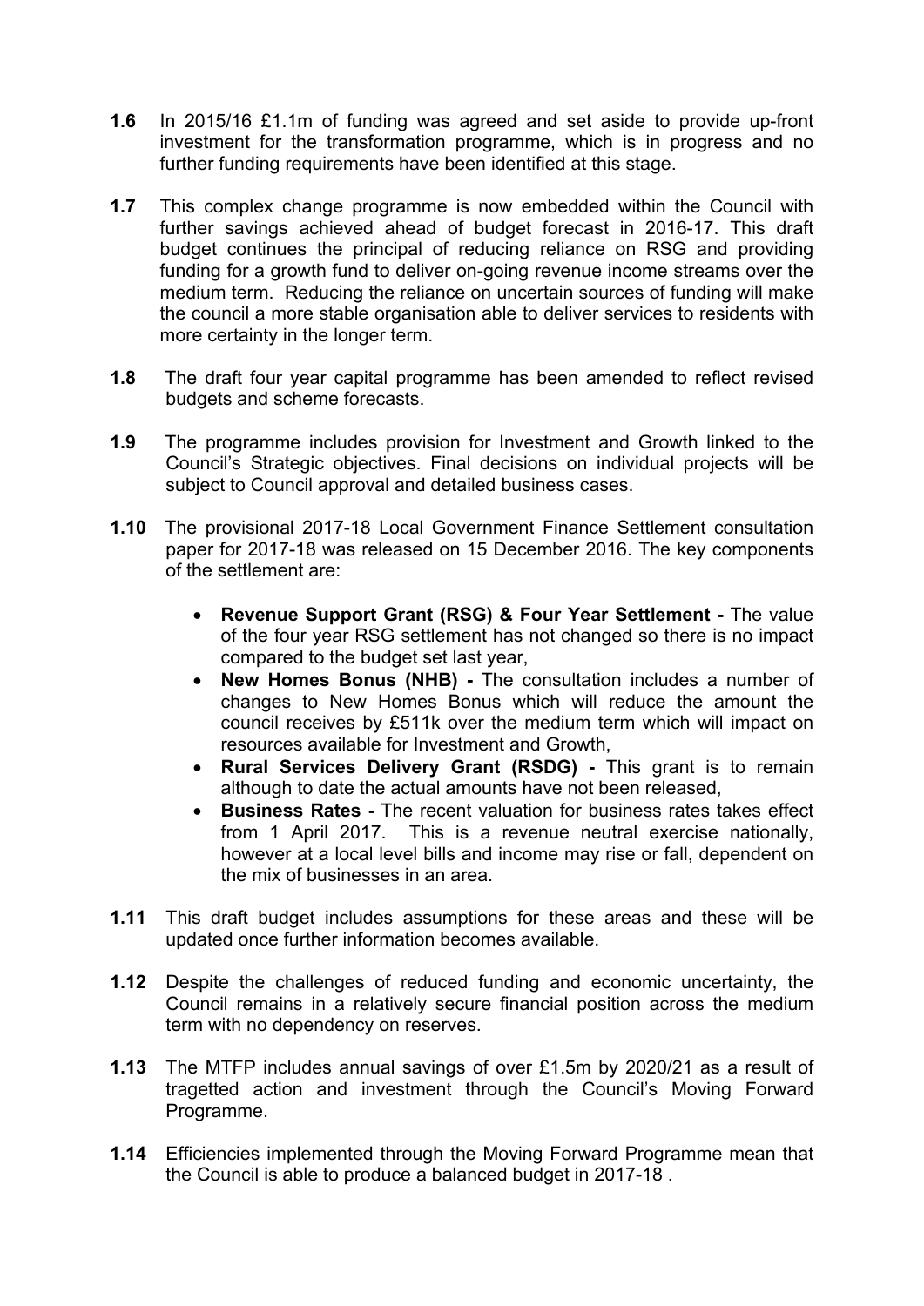**1.6** In 2015/16 £1.1m of funding was agreed and set aside to provide up-front investment for the transformation programme, which is in progress and no further funding requirements have been identified at this stage.

**1.7** This complex change programme is now embedded within the Council with further savings achieved ahead of budget forecast in 2016-17. This draft budget continues the principal of reducing reliance on RSG and providing funding for a growth fund to deliver on-going revenue income streams over the medium term. Reducing the reliance on uncertain sources of funding will make the council a more stable organisation able to deliver services to residents with more certainty in the longer term.

**1.8** The draft four year capital programme has been amended to reflect revised budgets and scheme forecasts.

**1.9** The programme includes provision for Investment and Growth linked to the Council's Strategic objectives. Final decisions on individual projects will be subject to Council approval and detailed business cases.

**1.10** The provisional 2017-18 Local Government Finance Settlement consultation paper for 2017-18 was released on 15 December 2016. The key components of the settlement are:

- **Revenue Support Grant (RSG) & Four Year Settlement -** The value of the four year RSG settlement has not changed so there is no impact compared to the budget set last year,
- **New Homes Bonus (NHB) -** The consultation includes a number of changes to New Homes Bonus which will reduce the amount the council receives by £511k over the medium term which will impact on resources available for Investment and Growth,
- **Rural Services Delivery Grant (RSDG) -** This grant is to remain although to date the actual amounts have not been released,
- **Business Rates -** The recent valuation for business rates takes effect from 1 April 2017. This is a revenue neutral exercise nationally, however at a local level bills and income may rise or fall, dependent on the mix of businesses in an area.

**1.11** This draft budget includes assumptions for these areas and these will be updated once further information becomes available.

**1.12** Despite the challenges of reduced funding and economic uncertainty, the Council remains in a relatively secure financial position across the medium term with no dependency on reserves.

**1.13** The MTFP includes annual savings of over £1.5m by 2020/21 as a result of tragetted action and investment through the Council's Moving Forward Programme.

**1.14** Efficiencies implemented through the Moving Forward Programme mean that the Council is able to produce a balanced budget in 2017-18 .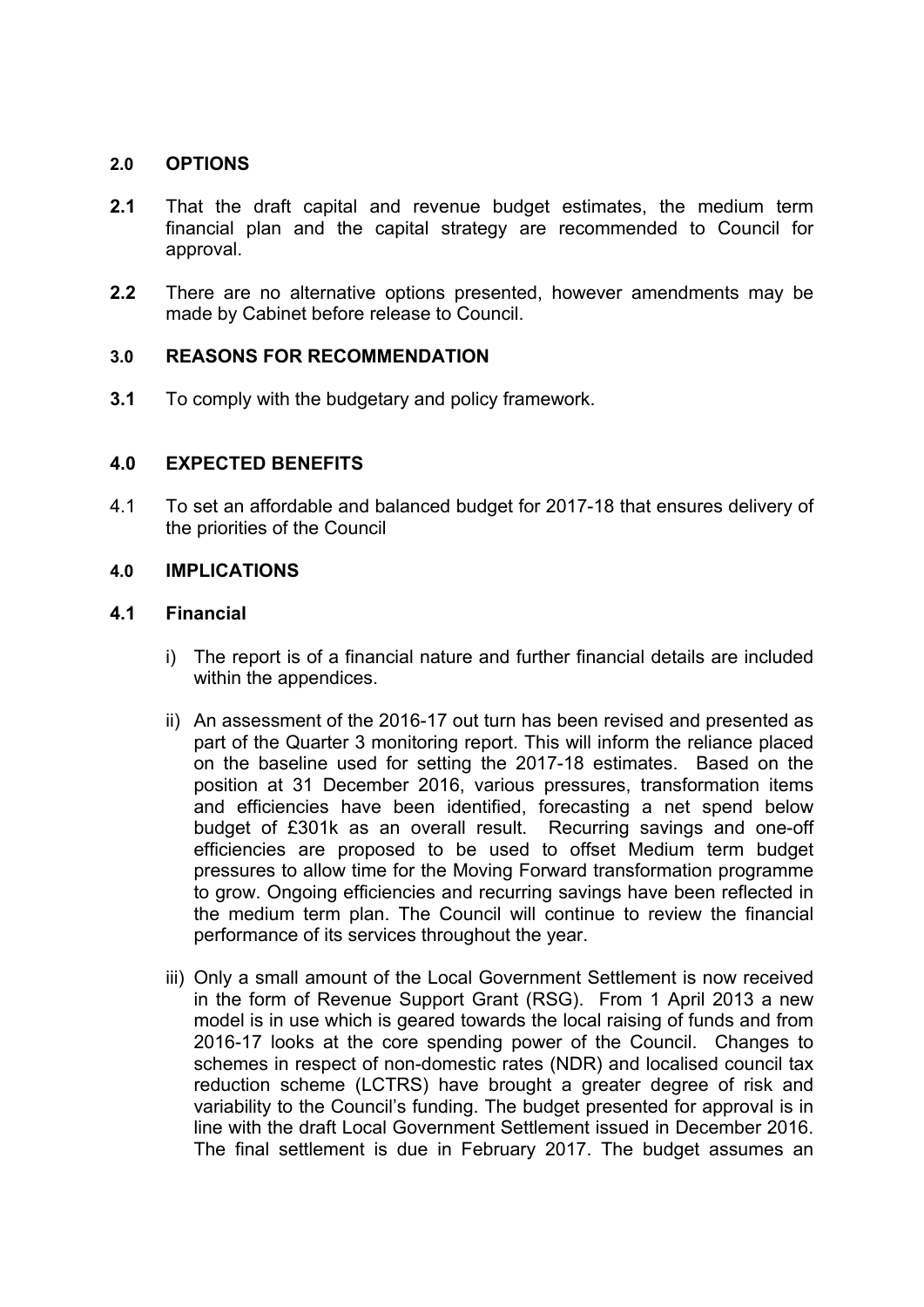## 2.0 OPTIONS

**2.1** That the draft capital and revenue budget estimates, the medium term financial plan and the capital strategy are recommended to Council for approval.

**2.2** There are no alternative options presented, however amendments may be made by Cabinet before release to Council.

## 3.0 REASONS FOR RECOMMENDATION

**3.1** To comply with the budgetary and policy framework.

## 4.0 EXPECTED BENEFITS

4.1 To set an affordable and balanced budget for 2017-18 that ensures delivery of the priorities of the Council

## 4.0 IMPLICATIONS

### 4.1 Financial

i) The report is of a financial nature and further financial details are included within the appendices.

ii) An assessment of the 2016-17 out turn has been revised and presented as part of the Quarter 3 monitoring report. This will inform the reliance placed on the baseline used for setting the 2017-18 estimates. Based on the position at 31 December 2016, various pressures, transformation items and efficiencies have been identified, forecasting a net spend below budget of £301k as an overall result. Recurring savings and one-off efficiencies are proposed to be used to offset Medium term budget pressures to allow time for the Moving Forward transformation programme to grow. Ongoing efficiencies and recurring savings have been reflected in the medium term plan. The Council will continue to review the financial performance of its services throughout the year.

iii) Only a small amount of the Local Government Settlement is now received in the form of Revenue Support Grant (RSG). From 1 April 2013 a new model is in use which is geared towards the local raising of funds and from 2016-17 looks at the core spending power of the Council. Changes to schemes in respect of non-domestic rates (NDR) and localised council tax reduction scheme (LCTRS) have brought a greater degree of risk and variability to the Council's funding. The budget presented for approval is in line with the draft Local Government Settlement issued in December 2016. The final settlement is due in February 2017. The budget assumes an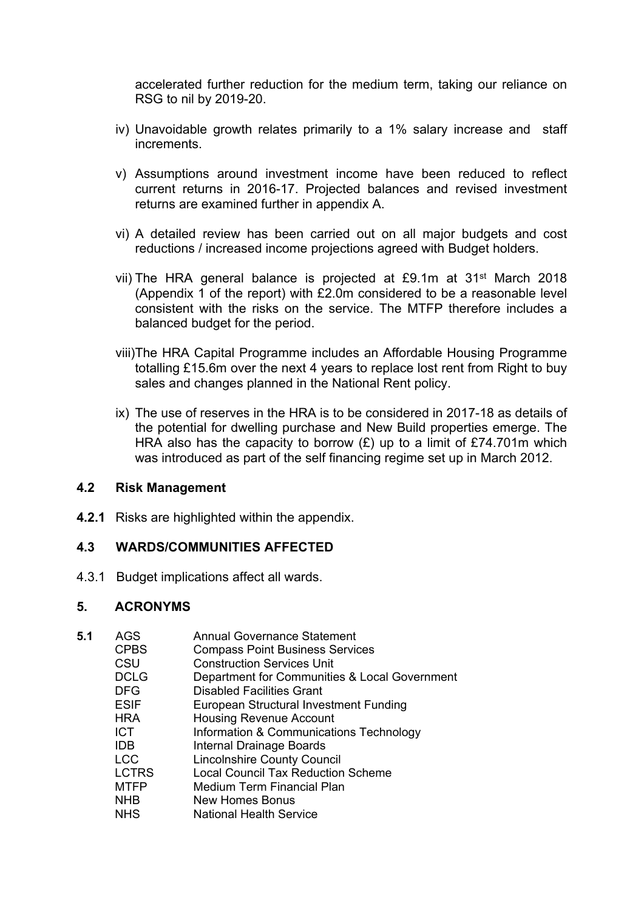accelerated further reduction for the medium term, taking our reliance on RSG to nil by 2019-20.

iv) Unavoidable growth relates primarily to a 1% salary increase and staff increments.

v) Assumptions around investment income have been reduced to reflect current returns in 2016-17. Projected balances and revised investment returns are examined further in appendix A.

vi) A detailed review has been carried out on all major budgets and cost reductions / increased income projections agreed with Budget holders.

vii) The HRA general balance is projected at £9.1m at 31st March 2018 (Appendix 1 of the report) with £2.0m considered to be a reasonable level consistent with the risks on the service. The MTFP therefore includes a balanced budget for the period.

viii) The HRA Capital Programme includes an Affordable Housing Programme totalling £15.6m over the next 4 years to replace lost rent from Right to buy sales and changes planned in the National Rent policy.

ix) The use of reserves in the HRA is to be considered in 2017-18 as details of the potential for dwelling purchase and New Build properties emerge. The HRA also has the capacity to borrow (£) up to a limit of £74.701m which was introduced as part of the self financing regime set up in March 2012.

### 4.2 Risk Management

**4.2.1** Risks are highlighted within the appendix.

### 4.3 WARDS/COMMUNITIES AFFECTED

4.3.1 Budget implications affect all wards.

## 5. ACRONYMS

**5.1**

| | |
|---|---|
| AGS | Annual Governance Statement |
| CPBS | Compass Point Business Services |
| CSU | Construction Services Unit |
| DCLG | Department for Communities & Local Government |
| DFG | Disabled Facilities Grant |
| ESIF | European Structural Investment Funding |
| HRA | Housing Revenue Account |
| ICT | Information & Communications Technology |
| IDB | Internal Drainage Boards |
| LCC | Lincolnshire County Council |
| LCTRS | Local Council Tax Reduction Scheme |
| MTFP | Medium Term Financial Plan |
| NHB | New Homes Bonus |
| NHS | National Health Service |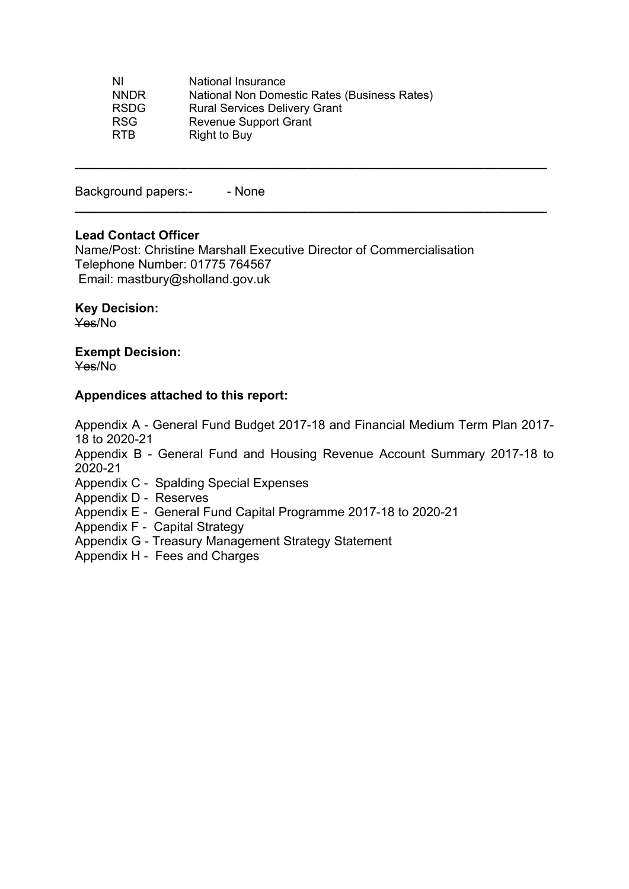| | |
|---|---|
| NI | National Insurance |
| NNDR | National Non Domestic Rates (Business Rates) |
| RSDG | Rural Services Delivery Grant |
| RSG | Revenue Support Grant |
| RTB | Right to Buy |

---

Background papers:- - None

---

**Lead Contact Officer**
Name/Post: Christine Marshall Executive Director of Commercialisation
Telephone Number: 01775 764567
Email: mastbury@sholland.gov.uk

**Key Decision:**
~~Yes~~/No

**Exempt Decision:**
~~Yes~~/No

**Appendices attached to this report:**

Appendix A - General Fund Budget 2017-18 and Financial Medium Term Plan 2017-18 to 2020-21
Appendix B - General Fund and Housing Revenue Account Summary 2017-18 to 2020-21
Appendix C - Spalding Special Expenses
Appendix D - Reserves
Appendix E - General Fund Capital Programme 2017-18 to 2020-21
Appendix F - Capital Strategy
Appendix G - Treasury Management Strategy Statement
Appendix H - Fees and Charges